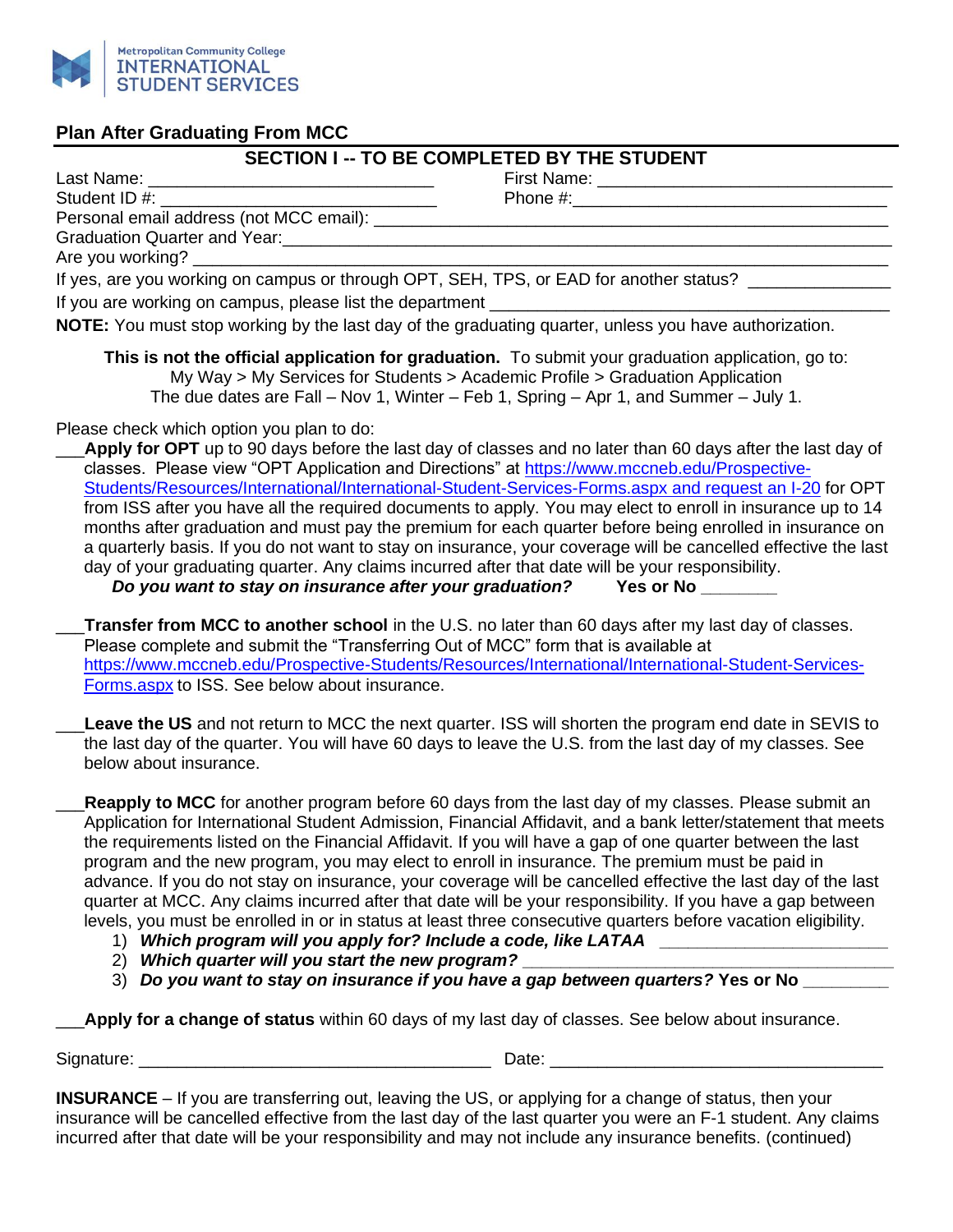Metropolitan Community College
INTERNATIONAL
STUDENT SERVICES

## Plan After Graduating From MCC

### SECTION I -- TO BE COMPLETED BY THE STUDENT

Last Name: ______________________________ First Name: ______________________________

Student ID #: ______________________________ Phone #: ______________________________

Personal email address (not MCC email): ______________________________

Graduation Quarter and Year: ______________________________

Are you working? ______________________________

If yes, are you working on campus or through OPT, SEH, TPS, or EAD for another status? ______________

If you are working on campus, please list the department ______________________________

**NOTE:** You must stop working by the last day of the graduating quarter, unless you have authorization.

**This is not the official application for graduation.** To submit your graduation application, go to: My Way > My Services for Students > Academic Profile > Graduation Application
The due dates are Fall – Nov 1, Winter – Feb 1, Spring – Apr 1, and Summer – July 1.

Please check which option you plan to do:

___**Apply for OPT** up to 90 days before the last day of classes and no later than 60 days after the last day of classes. Please view "OPT Application and Directions" at https://www.mccneb.edu/Prospective-Students/Resources/International/International-Student-Services-Forms.aspx and request an I-20 for OPT from ISS after you have all the required documents to apply. You may elect to enroll in insurance up to 14 months after graduation and must pay the premium for each quarter before being enrolled in insurance on a quarterly basis. If you do not want to stay on insurance, your coverage will be cancelled effective the last day of your graduating quarter. Any claims incurred after that date will be your responsibility.

***Do you want to stay on insurance after your graduation?*** **Yes or No** ________

___**Transfer from MCC to another school** in the U.S. no later than 60 days after my last day of classes. Please complete and submit the "Transferring Out of MCC" form that is available at https://www.mccneb.edu/Prospective-Students/Resources/International/International-Student-Services-Forms.aspx to ISS. See below about insurance.

___**Leave the US** and not return to MCC the next quarter. ISS will shorten the program end date in SEVIS to the last day of the quarter. You will have 60 days to leave the U.S. from the last day of my classes. See below about insurance.

___**Reapply to MCC** for another program before 60 days from the last day of my classes. Please submit an Application for International Student Admission, Financial Affidavit, and a bank letter/statement that meets the requirements listed on the Financial Affidavit. If you will have a gap of one quarter between the last program and the new program, you may elect to enroll in insurance. The premium must be paid in advance. If you do not stay on insurance, your coverage will be cancelled effective the last day of the last quarter at MCC. Any claims incurred after that date will be your responsibility. If you have a gap between levels, you must be enrolled in or in status at least three consecutive quarters before vacation eligibility.

1) ***Which program will you apply for? Include a code, like LATAA*** ________________________
2) ***Which quarter will you start the new program?*** ________________________
3) ***Do you want to stay on insurance if you have a gap between quarters?*** **Yes or No** ________

___**Apply for a change of status** within 60 days of my last day of classes. See below about insurance.

Signature: ______________________________ Date: ______________________________

**INSURANCE** – If you are transferring out, leaving the US, or applying for a change of status, then your insurance will be cancelled effective from the last day of the last quarter you were an F-1 student. Any claims incurred after that date will be your responsibility and may not include any insurance benefits. (continued)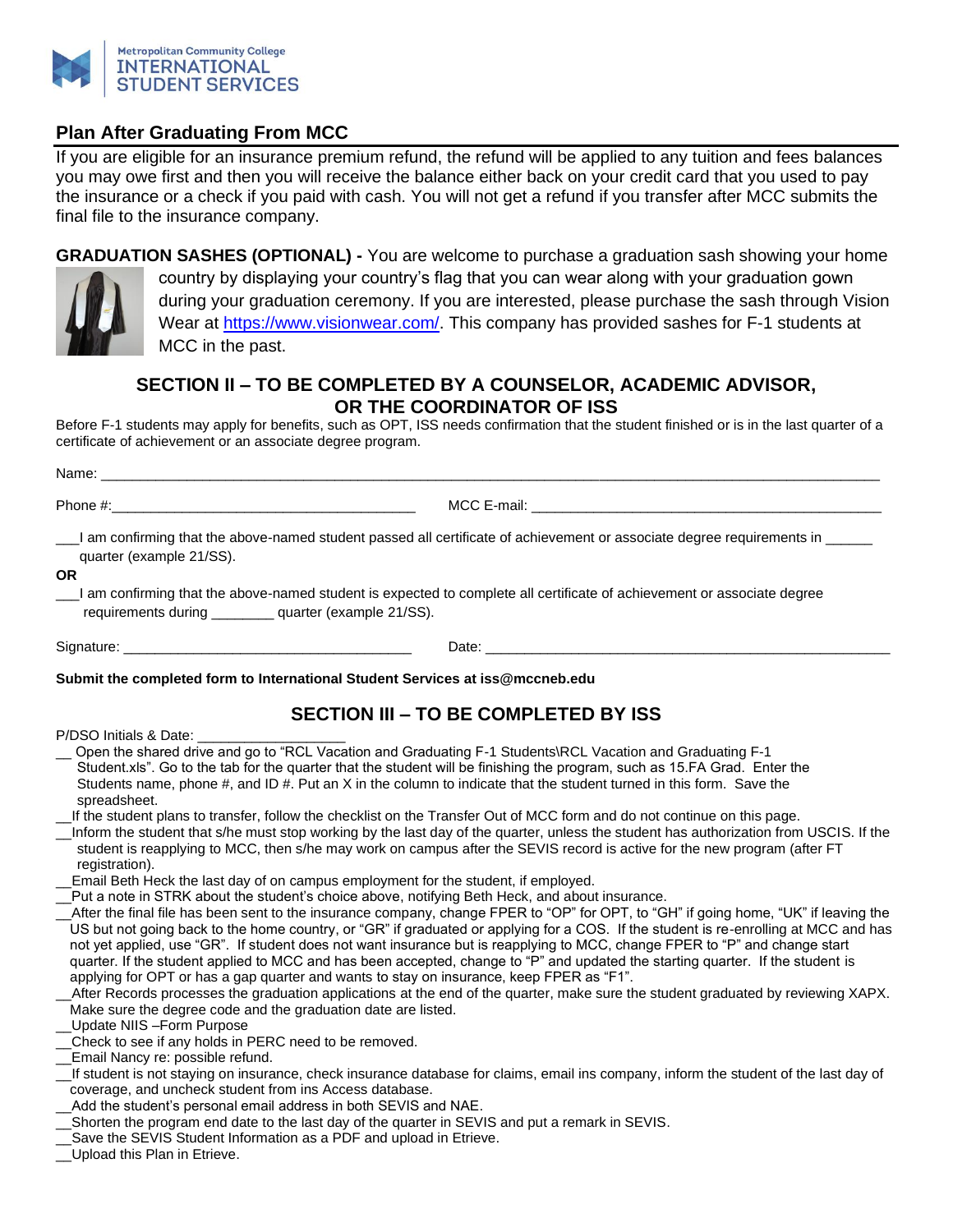Metropolitan Community College
INTERNATIONAL
STUDENT SERVICES

## Plan After Graduating From MCC

If you are eligible for an insurance premium refund, the refund will be applied to any tuition and fees balances you may owe first and then you will receive the balance either back on your credit card that you used to pay the insurance or a check if you paid with cash. You will not get a refund if you transfer after MCC submits the final file to the insurance company.

**GRADUATION SASHES (OPTIONAL) -** You are welcome to purchase a graduation sash showing your home country by displaying your country's flag that you can wear along with your graduation gown during your graduation ceremony. If you are interested, please purchase the sash through Vision Wear at https://www.visionwear.com/. This company has provided sashes for F-1 students at MCC in the past.

## SECTION II – TO BE COMPLETED BY A COUNSELOR, ACADEMIC ADVISOR, OR THE COORDINATOR OF ISS

Before F-1 students may apply for benefits, such as OPT, ISS needs confirmation that the student finished or is in the last quarter of a certificate of achievement or an associate degree program.

Name: ______________________________________________________________________________

Phone #:_______________________________________ MCC E-mail: ____________________________________________

___I am confirming that the above-named student passed all certificate of achievement or associate degree requirements in ______ quarter (example 21/SS).

**OR**

___I am confirming that the above-named student is expected to complete all certificate of achievement or associate degree requirements during ________ quarter (example 21/SS).

Signature: ____________________________________ Date: ______________________________________________

**Submit the completed form to International Student Services at iss@mccneb.edu**

## SECTION III – TO BE COMPLETED BY ISS

P/DSO Initials & Date: __________________

- __ Open the shared drive and go to "RCL Vacation and Graduating F-1 Students\RCL Vacation and Graduating F-1 Student.xls". Go to the tab for the quarter that the student will be finishing the program, such as 15.FA Grad. Enter the Students name, phone #, and ID #. Put an X in the column to indicate that the student turned in this form. Save the spreadsheet.
- __If the student plans to transfer, follow the checklist on the Transfer Out of MCC form and do not continue on this page.
- __Inform the student that s/he must stop working by the last day of the quarter, unless the student has authorization from USCIS. If the student is reapplying to MCC, then s/he may work on campus after the SEVIS record is active for the new program (after FT registration).
- __Email Beth Heck the last day of on campus employment for the student, if employed.
- __Put a note in STRK about the student's choice above, notifying Beth Heck, and about insurance.
- __After the final file has been sent to the insurance company, change FPER to "OP" for OPT, to "GH" if going home, "UK" if leaving the US but not going back to the home country, or "GR" if graduated or applying for a COS. If the student is re-enrolling at MCC and has not yet applied, use "GR". If student does not want insurance but is reapplying to MCC, change FPER to "P" and change start quarter. If the student applied to MCC and has been accepted, change to "P" and updated the starting quarter. If the student is applying for OPT or has a gap quarter and wants to stay on insurance, keep FPER as "F1".
- __After Records processes the graduation applications at the end of the quarter, make sure the student graduated by reviewing XAPX. Make sure the degree code and the graduation date are listed.
- __Update NIIS –Form Purpose
- __Check to see if any holds in PERC need to be removed.
- __Email Nancy re: possible refund.
- __If student is not staying on insurance, check insurance database for claims, email ins company, inform the student of the last day of coverage, and uncheck student from ins Access database.
- __Add the student's personal email address in both SEVIS and NAE.
- __Shorten the program end date to the last day of the quarter in SEVIS and put a remark in SEVIS.
- __Save the SEVIS Student Information as a PDF and upload in Etrieve.
- __Upload this Plan in Etrieve.